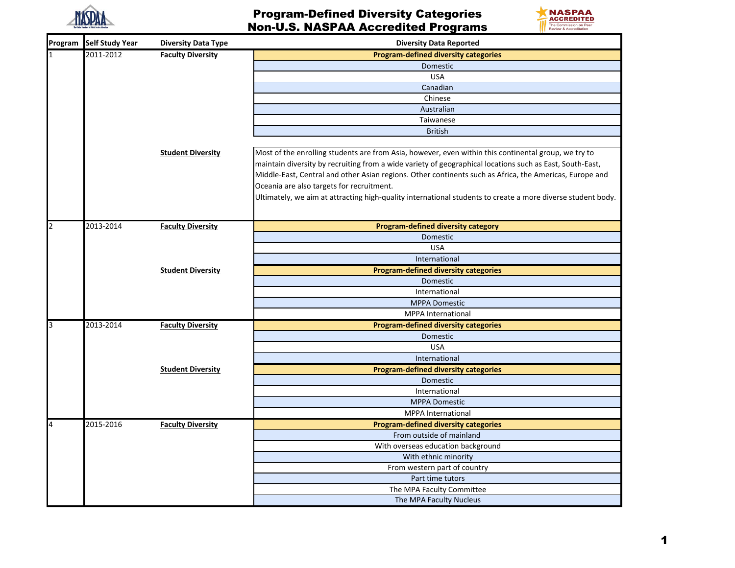# Program-Defined Diversity Categories
# Non-U.S. NASPAA Accredited Programs

| Program | Self Study Year | Diversity Data Type | Diversity Data Reported |
|---|---|---|---|
| 1 | 2011-2012 | **Faculty Diversity** | **Program-defined diversity categories** |
| | | | Domestic |
| | | | USA |
| | | | Canadian |
| | | | Chinese |
| | | | Australian |
| | | | Taiwanese |
| | | | British |
| | | **Student Diversity** | Most of the enrolling students are from Asia, however, even within this continental group, we try to maintain diversity by recruiting from a wide variety of geographical locations such as East, South-East, Middle-East, Central and other Asian regions. Other continents such as Africa, the Americas, Europe and Oceania are also targets for recruitment. Ultimately, we aim at attracting high-quality international students to create a more diverse student body. |
| 2 | 2013-2014 | **Faculty Diversity** | **Program-defined diversity category** |
| | | | Domestic |
| | | | USA |
| | | | International |
| | | **Student Diversity** | **Program-defined diversity categories** |
| | | | Domestic |
| | | | International |
| | | | MPPA Domestic |
| | | | MPPA International |
| 3 | 2013-2014 | **Faculty Diversity** | **Program-defined diversity categories** |
| | | | Domestic |
| | | | USA |
| | | | International |
| | | **Student Diversity** | **Program-defined diversity categories** |
| | | | Domestic |
| | | | International |
| | | | MPPA Domestic |
| | | | MPPA International |
| 4 | 2015-2016 | **Faculty Diversity** | **Program-defined diversity categories** |
| | | | From outside of mainland |
| | | | With overseas education background |
| | | | With ethnic minority |
| | | | From western part of country |
| | | | Part time tutors |
| | | | The MPA Faculty Committee |
| | | | The MPA Faculty Nucleus |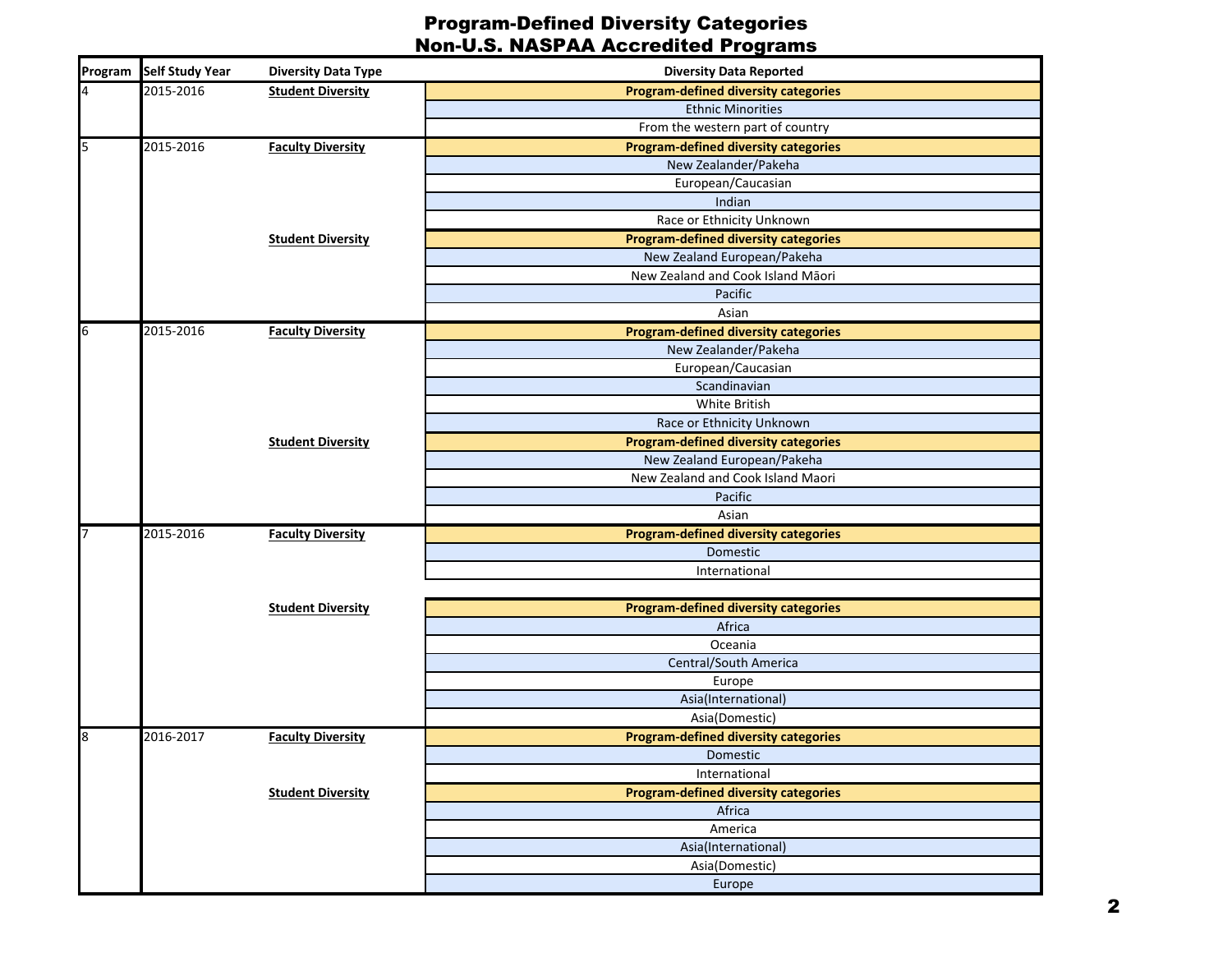# Program-Defined Diversity Categories
# Non-U.S. NASPAA Accredited Programs

| Program | Self Study Year | Diversity Data Type | Diversity Data Reported |
|---|---|---|---|
| 4 | 2015-2016 | **Student Diversity** | **Program-defined diversity categories** |
| | | | Ethnic Minorities |
| | | | From the western part of country |
| 5 | 2015-2016 | **Faculty Diversity** | **Program-defined diversity categories** |
| | | | New Zealander/Pakeha |
| | | | European/Caucasian |
| | | | Indian |
| | | | Race or Ethnicity Unknown |
| | | **Student Diversity** | **Program-defined diversity categories** |
| | | | New Zealand European/Pakeha |
| | | | New Zealand and Cook Island Māori |
| | | | Pacific |
| | | | Asian |
| 6 | 2015-2016 | **Faculty Diversity** | **Program-defined diversity categories** |
| | | | New Zealander/Pakeha |
| | | | European/Caucasian |
| | | | Scandinavian |
| | | | White British |
| | | | Race or Ethnicity Unknown |
| | | **Student Diversity** | **Program-defined diversity categories** |
| | | | New Zealand European/Pakeha |
| | | | New Zealand and Cook Island Maori |
| | | | Pacific |
| | | | Asian |
| 7 | 2015-2016 | **Faculty Diversity** | **Program-defined diversity categories** |
| | | | Domestic |
| | | | International |
| | | **Student Diversity** | **Program-defined diversity categories** |
| | | | Africa |
| | | | Oceania |
| | | | Central/South America |
| | | | Europe |
| | | | Asia(International) |
| | | | Asia(Domestic) |
| 8 | 2016-2017 | **Faculty Diversity** | **Program-defined diversity categories** |
| | | | Domestic |
| | | | International |
| | | **Student Diversity** | **Program-defined diversity categories** |
| | | | Africa |
| | | | America |
| | | | Asia(International) |
| | | | Asia(Domestic) |
| | | | Europe |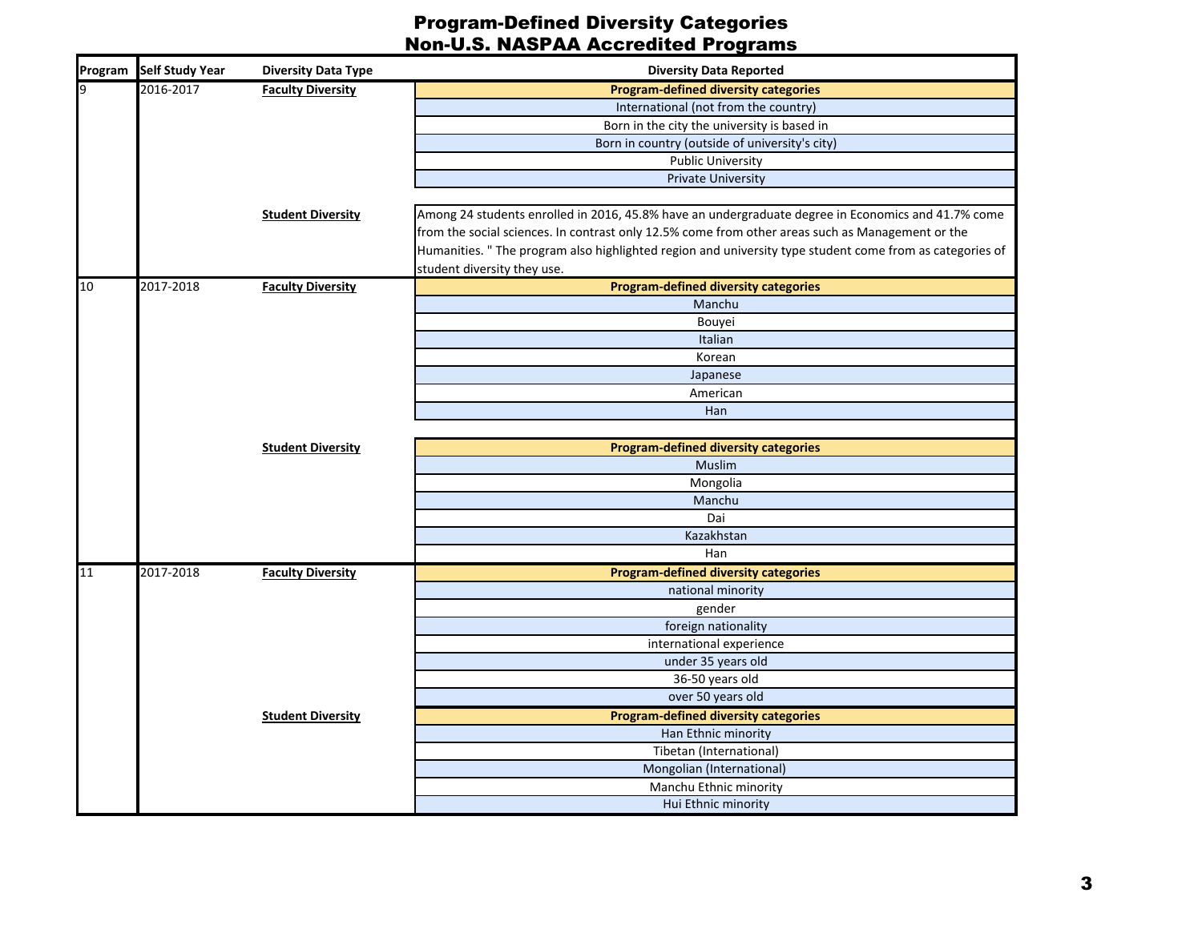# Program-Defined Diversity Categories
## Non-U.S. NASPAA Accredited Programs

| Program | Self Study Year | Diversity Data Type | Diversity Data Reported |
|---|---|---|---|
| 9 | 2016-2017 | **Faculty Diversity** | **Program-defined diversity categories** |
| | | | International (not from the country) |
| | | | Born in the city the university is based in |
| | | | Born in country (outside of university's city) |
| | | | Public University |
| | | | Private University |
| | | **Student Diversity** | Among 24 students enrolled in 2016, 45.8% have an undergraduate degree in Economics and 41.7% come from the social sciences. In contrast only 12.5% come from other areas such as Management or the Humanities. " The program also highlighted region and university type student come from as categories of student diversity they use. |
| 10 | 2017-2018 | **Faculty Diversity** | **Program-defined diversity categories** |
| | | | Manchu |
| | | | Bouyei |
| | | | Italian |
| | | | Korean |
| | | | Japanese |
| | | | American |
| | | | Han |
| | | **Student Diversity** | **Program-defined diversity categories** |
| | | | Muslim |
| | | | Mongolia |
| | | | Manchu |
| | | | Dai |
| | | | Kazakhstan |
| | | | Han |
| 11 | 2017-2018 | **Faculty Diversity** | **Program-defined diversity categories** |
| | | | national minority |
| | | | gender |
| | | | foreign nationality |
| | | | international experience |
| | | | under 35 years old |
| | | | 36-50 years old |
| | | | over 50 years old |
| | | **Student Diversity** | **Program-defined diversity categories** |
| | | | Han Ethnic minority |
| | | | Tibetan (International) |
| | | | Mongolian (International) |
| | | | Manchu Ethnic minority |
| | | | Hui Ethnic minority |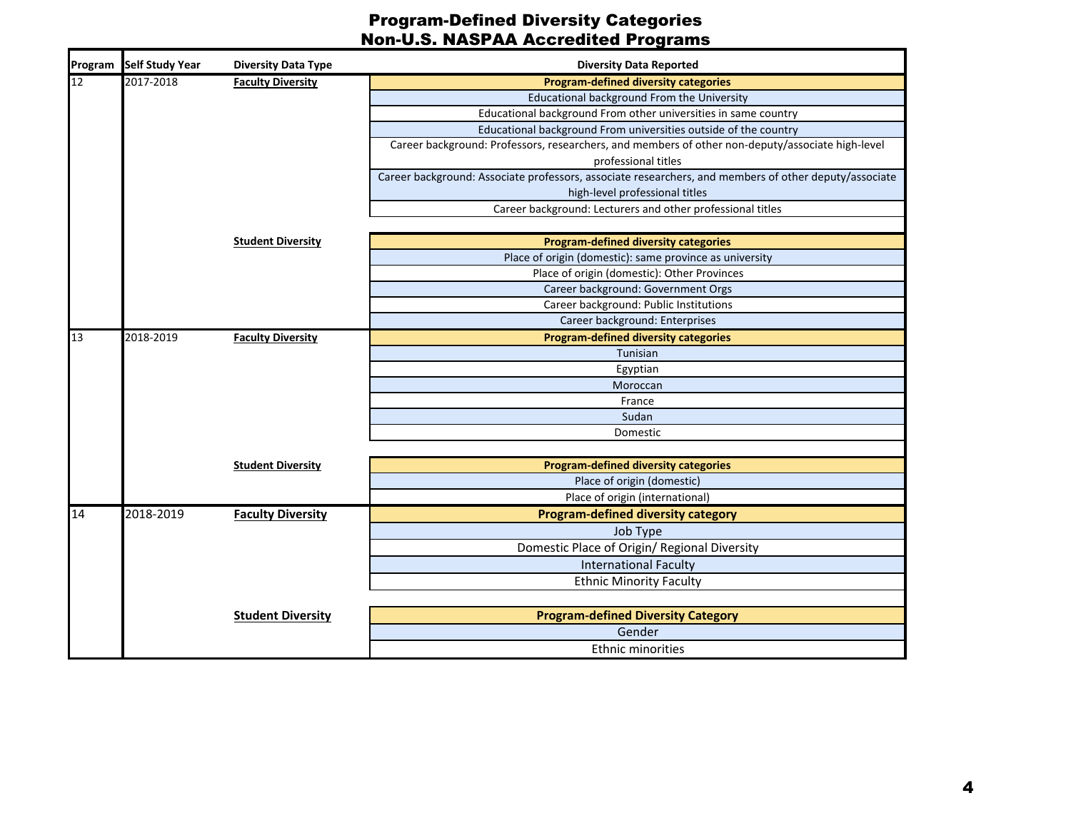# Program-Defined Diversity Categories
# Non-U.S. NASPAA Accredited Programs

| Program | Self Study Year | Diversity Data Type | Diversity Data Reported |
|---|---|---|---|
| 12 | 2017-2018 | **Faculty Diversity** | **Program-defined diversity categories** |
| | | | Educational background From the University |
| | | | Educational background From other universities in same country |
| | | | Educational background From universities outside of the country |
| | | | Career background: Professors, researchers, and members of other non-deputy/associate high-level professional titles |
| | | | Career background: Associate professors, associate researchers, and members of other deputy/associate high-level professional titles |
| | | | Career background: Lecturers and other professional titles |
| | | **Student Diversity** | **Program-defined diversity categories** |
| | | | Place of origin (domestic): same province as university |
| | | | Place of origin (domestic): Other Provinces |
| | | | Career background: Government Orgs |
| | | | Career background: Public Institutions |
| | | | Career background: Enterprises |
| 13 | 2018-2019 | **Faculty Diversity** | **Program-defined diversity categories** |
| | | | Tunisian |
| | | | Egyptian |
| | | | Moroccan |
| | | | France |
| | | | Sudan |
| | | | Domestic |
| | | **Student Diversity** | **Program-defined diversity categories** |
| | | | Place of origin (domestic) |
| | | | Place of origin (international) |
| 14 | 2018-2019 | **Faculty Diversity** | **Program-defined diversity category** |
| | | | Job Type |
| | | | Domestic Place of Origin/ Regional Diversity |
| | | | International Faculty |
| | | | Ethnic Minority Faculty |
| | | **Student Diversity** | **Program-defined Diversity Category** |
| | | | Gender |
| | | | Ethnic minorities |